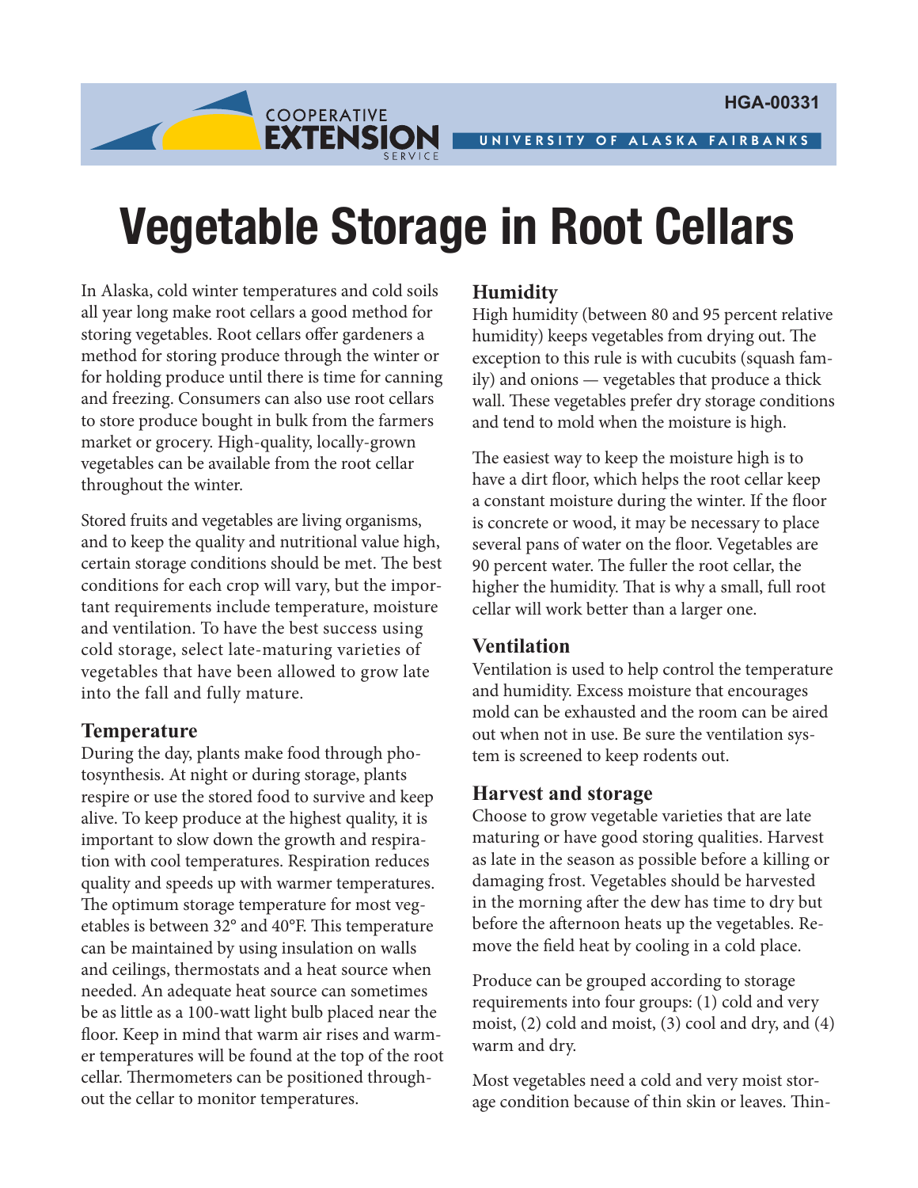# Vegetable Storage in Root Cellars

In Alaska, cold winter temperatures and cold soils all year long make root cellars a good method for storing vegetables. Root cellars offer gardeners a method for storing produce through the winter or for holding produce until there is time for canning and freezing. Consumers can also use root cellars to store produce bought in bulk from the farmers market or grocery. High-quality, locally-grown vegetables can be available from the root cellar throughout the winter.

Stored fruits and vegetables are living organisms, and to keep the quality and nutritional value high, certain storage conditions should be met. The best conditions for each crop will vary, but the important requirements include temperature, moisture and ventilation. To have the best success using cold storage, select late-maturing varieties of vegetables that have been allowed to grow late into the fall and fully mature.

## Temperature

During the day, plants make food through photosynthesis. At night or during storage, plants respire or use the stored food to survive and keep alive. To keep produce at the highest quality, it is important to slow down the growth and respiration with cool temperatures. Respiration reduces quality and speeds up with warmer temperatures. The optimum storage temperature for most vegetables is between 32° and 40°F. This temperature can be maintained by using insulation on walls and ceilings, thermostats and a heat source when needed. An adequate heat source can sometimes be as little as a 100-watt light bulb placed near the floor. Keep in mind that warm air rises and warmer temperatures will be found at the top of the root cellar. Thermometers can be positioned throughout the cellar to monitor temperatures.

## Humidity

High humidity (between 80 and 95 percent relative humidity) keeps vegetables from drying out. The exception to this rule is with cucubits (squash family) and onions — vegetables that produce a thick wall. These vegetables prefer dry storage conditions and tend to mold when the moisture is high.

The easiest way to keep the moisture high is to have a dirt floor, which helps the root cellar keep a constant moisture during the winter. If the floor is concrete or wood, it may be necessary to place several pans of water on the floor. Vegetables are 90 percent water. The fuller the root cellar, the higher the humidity. That is why a small, full root cellar will work better than a larger one.

## Ventilation

Ventilation is used to help control the temperature and humidity. Excess moisture that encourages mold can be exhausted and the room can be aired out when not in use. Be sure the ventilation system is screened to keep rodents out.

## Harvest and storage

Choose to grow vegetable varieties that are late maturing or have good storing qualities. Harvest as late in the season as possible before a killing or damaging frost. Vegetables should be harvested in the morning after the dew has time to dry but before the afternoon heats up the vegetables. Remove the field heat by cooling in a cold place.

Produce can be grouped according to storage requirements into four groups: (1) cold and very moist, (2) cold and moist, (3) cool and dry, and (4) warm and dry.

Most vegetables need a cold and very moist storage condition because of thin skin or leaves. Thin-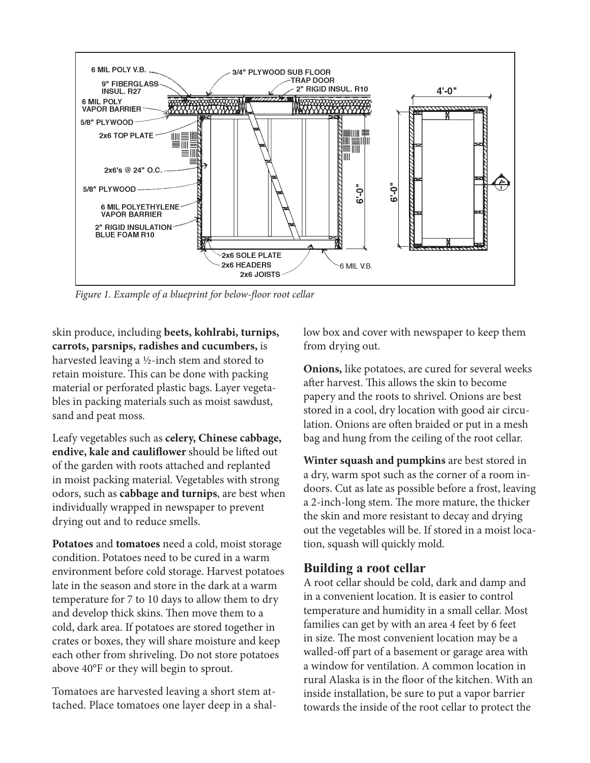*Figure 1. Example of a blueprint for below-floor root cellar*

skin produce, including **beets, kohlrabi, turnips, carrots, parsnips, radishes and cucumbers,** is harvested leaving a ½-inch stem and stored to retain moisture. This can be done with packing material or perforated plastic bags. Layer vegetables in packing materials such as moist sawdust, sand and peat moss.

Leafy vegetables such as **celery, Chinese cabbage, endive, kale and cauliflower** should be lifted out of the garden with roots attached and replanted in moist packing material. Vegetables with strong odors, such as **cabbage and turnips**, are best when individually wrapped in newspaper to prevent drying out and to reduce smells.

**Potatoes** and **tomatoes** need a cold, moist storage condition. Potatoes need to be cured in a warm environment before cold storage. Harvest potatoes late in the season and store in the dark at a warm temperature for 7 to 10 days to allow them to dry and develop thick skins. Then move them to a cold, dark area. If potatoes are stored together in crates or boxes, they will share moisture and keep each other from shriveling. Do not store potatoes above 40°F or they will begin to sprout.

Tomatoes are harvested leaving a short stem attached. Place tomatoes one layer deep in a shallow box and cover with newspaper to keep them from drying out.

**Onions,** like potatoes, are cured for several weeks after harvest. This allows the skin to become papery and the roots to shrivel. Onions are best stored in a cool, dry location with good air circulation. Onions are often braided or put in a mesh bag and hung from the ceiling of the root cellar.

**Winter squash and pumpkins** are best stored in a dry, warm spot such as the corner of a room indoors. Cut as late as possible before a frost, leaving a 2-inch-long stem. The more mature, the thicker the skin and more resistant to decay and drying out the vegetables will be. If stored in a moist location, squash will quickly mold.

## Building a root cellar

A root cellar should be cold, dark and damp and in a convenient location. It is easier to control temperature and humidity in a small cellar. Most families can get by with an area 4 feet by 6 feet in size. The most convenient location may be a walled-off part of a basement or garage area with a window for ventilation. A common location in rural Alaska is in the floor of the kitchen. With an inside installation, be sure to put a vapor barrier towards the inside of the root cellar to protect the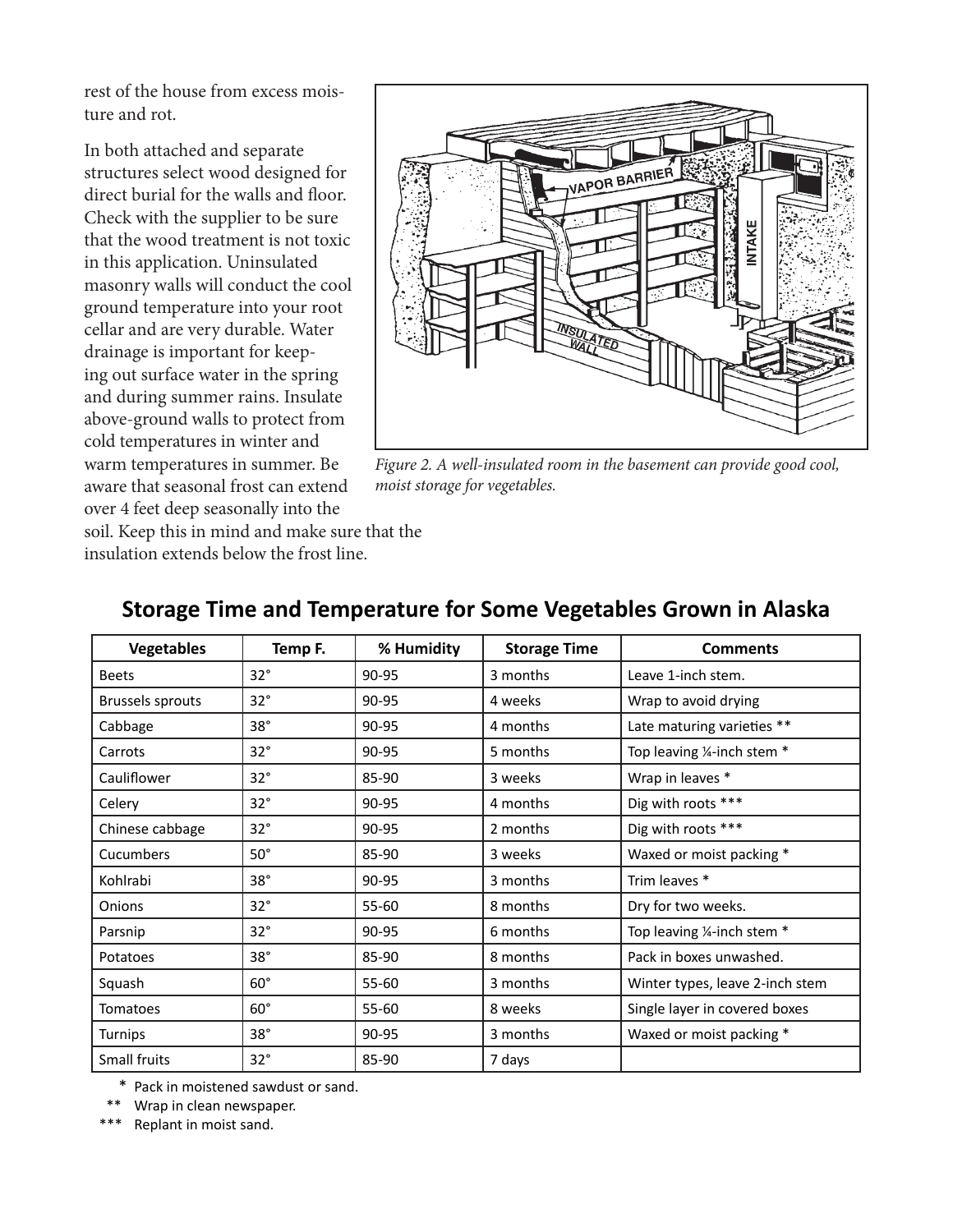rest of the house from excess moisture and rot.

In both attached and separate structures select wood designed for direct burial for the walls and floor. Check with the supplier to be sure that the wood treatment is not toxic in this application. Uninsulated masonry walls will conduct the cool ground temperature into your root cellar and are very durable. Water drainage is important for keeping out surface water in the spring and during summer rains. Insulate above-ground walls to protect from cold temperatures in winter and warm temperatures in summer. Be aware that seasonal frost can extend over 4 feet deep seasonally into the soil. Keep this in mind and make sure that the insulation extends below the frost line.

*Figure 2. A well-insulated room in the basement can provide good cool, moist storage for vegetables.*

## Storage Time and Temperature for Some Vegetables Grown in Alaska

| Vegetables | Temp F. | % Humidity | Storage Time | Comments |
|---|---|---|---|---|
| Beets | 32° | 90-95 | 3 months | Leave 1-inch stem. |
| Brussels sprouts | 32° | 90-95 | 4 weeks | Wrap to avoid drying |
| Cabbage | 38° | 90-95 | 4 months | Late maturing varieties ** |
| Carrots | 32° | 90-95 | 5 months | Top leaving ¼-inch stem * |
| Cauliflower | 32° | 85-90 | 3 weeks | Wrap in leaves * |
| Celery | 32° | 90-95 | 4 months | Dig with roots *** |
| Chinese cabbage | 32° | 90-95 | 2 months | Dig with roots *** |
| Cucumbers | 50° | 85-90 | 3 weeks | Waxed or moist packing * |
| Kohlrabi | 38° | 90-95 | 3 months | Trim leaves * |
| Onions | 32° | 55-60 | 8 months | Dry for two weeks. |
| Parsnip | 32° | 90-95 | 6 months | Top leaving ¼-inch stem * |
| Potatoes | 38° | 85-90 | 8 months | Pack in boxes unwashed. |
| Squash | 60° | 55-60 | 3 months | Winter types, leave 2-inch stem |
| Tomatoes | 60° | 55-60 | 8 weeks | Single layer in covered boxes |
| Turnips | 38° | 90-95 | 3 months | Waxed or moist packing * |
| Small fruits | 32° | 85-90 | 7 days | |

\* Pack in moistened sawdust or sand.

** Wrap in clean newspaper.

*** Replant in moist sand.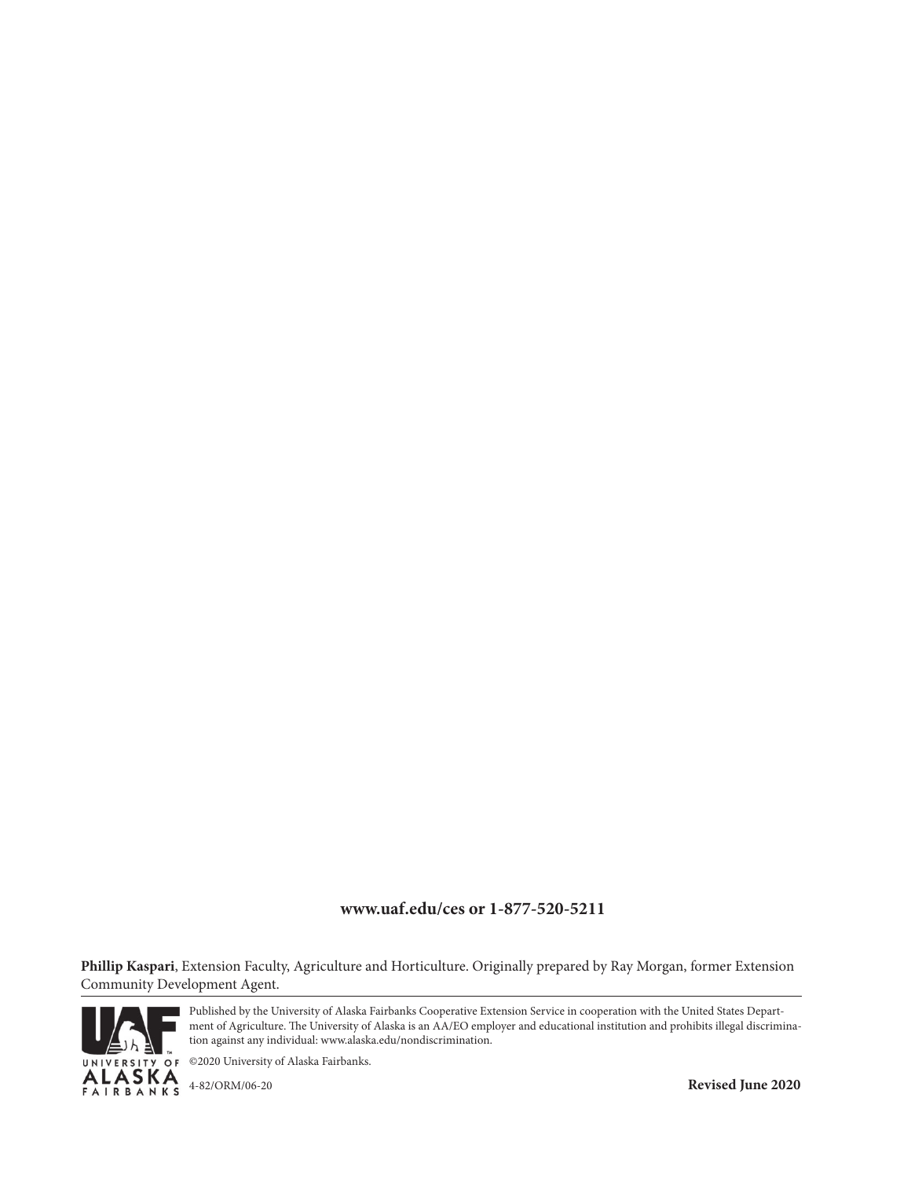**www.uaf.edu/ces or 1-877-520-5211**

**Phillip Kaspari**, Extension Faculty, Agriculture and Horticulture. Originally prepared by Ray Morgan, former Extension Community Development Agent.

Published by the University of Alaska Fairbanks Cooperative Extension Service in cooperation with the United States Department of Agriculture. The University of Alaska is an AA/EO employer and educational institution and prohibits illegal discrimination against any individual: www.alaska.edu/nondiscrimination.

©2020 University of Alaska Fairbanks.

4-82/ORM/06-20

**Revised June 2020**